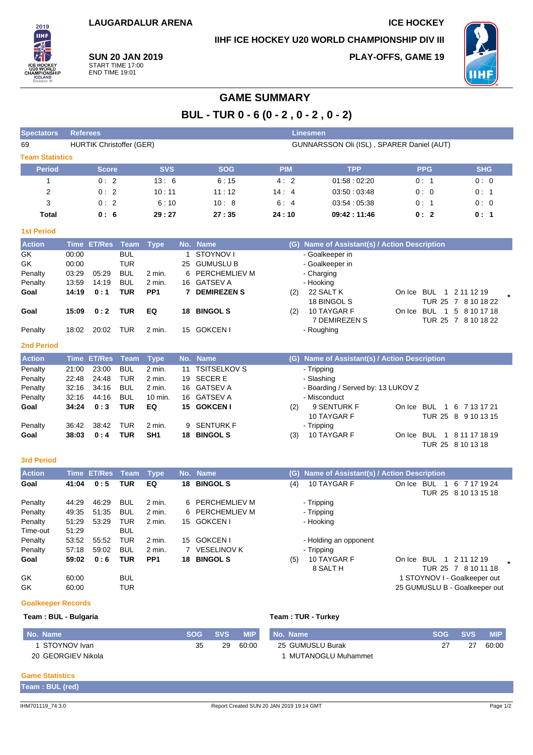LAUGARDALUR ARENA

ICE HOCKEY

IIHF ICE HOCKEY U20 WORLD CHAMPIONSHIP DIV III

**SUN 20 JAN 2019**
START TIME 17:00
END TIME 19:01

PLAY-OFFS, GAME 19

# GAME SUMMARY

## BUL - TUR 0 - 6 (0 - 2 , 0 - 2 , 0 - 2)

| Spectators | Referees | Linesmen |
|---|---|---|
| 69 | HURTIK Christoffer (GER) | GUNNARSSON Oli (ISL) , SPARER Daniel (AUT) |

### Team Statistics

| Period | Score | SVS | SOG | PIM | TPP | PPG | SHG |
|---|---|---|---|---|---|---|---|
| 1 | 0 : 2 | 13 : 6 | 6 : 15 | 4 : 2 | 01:58 : 02:20 | 0 : 1 | 0 : 0 |
| 2 | 0 : 2 | 10 : 11 | 11 : 12 | 14 : 4 | 03:50 : 03:48 | 0 : 0 | 0 : 1 |
| 3 | 0 : 2 | 6 : 10 | 10 : 8 | 6 : 4 | 03:54 : 05:38 | 0 : 1 | 0 : 0 |
| **Total** | **0 : 6** | **29 : 27** | **27 : 35** | **24 : 10** | **09:42 : 11:46** | **0 : 2** | **0 : 1** |

### 1st Period

| Action | Time | ET/Res | Team | Type | No. | Name | (G) | Name of Assistant(s) / Action Description | On Ice |
|---|---|---|---|---|---|---|---|---|---|
| GK | 00:00 | | BUL | | 1 | STOYNOV I | | - Goalkeeper in | |
| GK | 00:00 | | TUR | | 25 | GUMUSLU B | | - Goalkeeper in | |
| Penalty | 03:29 | 05:29 | BUL | 2 min. | 6 | PERCHEMLIEV M | | - Charging | |
| Penalty | 13:59 | 14:19 | BUL | 2 min. | 16 | GATSEV A | | - Hooking | |
| **Goal** | **14:19** | **0 : 1** | **TUR** | **PP1** | **7** | **DEMIREZEN S** | (2) | 22 SALT K, 18 BINGOL S | BUL 1 2 11 12 19 / TUR 25 7 8 10 18 22 * |
| **Goal** | **15:09** | **0 : 2** | **TUR** | **EQ** | **18** | **BINGOL S** | (2) | 10 TAYGAR F, 7 DEMIREZEN S | BUL 1 5 8 10 17 18 / TUR 25 7 8 10 18 22 |
| Penalty | 18:02 | 20:02 | TUR | 2 min. | 15 | GOKCEN I | | - Roughing | |

### 2nd Period

| Action | Time | ET/Res | Team | Type | No. | Name | (G) | Name of Assistant(s) / Action Description | On Ice |
|---|---|---|---|---|---|---|---|---|---|
| Penalty | 21:00 | 23:00 | BUL | 2 min. | 11 | TSITSELKOV S | | - Tripping | |
| Penalty | 22:48 | 24:48 | TUR | 2 min. | 19 | SECER E | | - Slashing | |
| Penalty | 32:16 | 34:16 | BUL | 2 min. | 16 | GATSEV A | | - Boarding / Served by: 13 LUKOV Z | |
| Penalty | 32:16 | 44:16 | BUL | 10 min. | 16 | GATSEV A | | - Misconduct | |
| **Goal** | **34:24** | **0 : 3** | **TUR** | **EQ** | **15** | **GOKCEN I** | (2) | 9 SENTURK F, 10 TAYGAR F | BUL 1 6 7 13 17 21 / TUR 25 8 9 10 13 15 |
| Penalty | 36:42 | 38:42 | TUR | 2 min. | 9 | SENTURK F | | - Tripping | |
| **Goal** | **38:03** | **0 : 4** | **TUR** | **SH1** | **18** | **BINGOL S** | (3) | 10 TAYGAR F | BUL 1 8 11 17 18 19 / TUR 25 8 10 13 18 |

### 3rd Period

| Action | Time | ET/Res | Team | Type | No. | Name | (G) | Name of Assistant(s) / Action Description | On Ice |
|---|---|---|---|---|---|---|---|---|---|
| **Goal** | **41:04** | **0 : 5** | **TUR** | **EQ** | **18** | **BINGOL S** | (4) | 10 TAYGAR F | BUL 1 6 7 17 19 24 / TUR 25 8 10 13 15 18 |
| Penalty | 44:29 | 46:29 | BUL | 2 min. | 6 | PERCHEMLIEV M | | - Tripping | |
| Penalty | 49:35 | 51:35 | BUL | 2 min. | 6 | PERCHEMLIEV M | | - Tripping | |
| Penalty | 51:29 | 53:29 | TUR | 2 min. | 15 | GOKCEN I | | - Hooking | |
| Time-out | 51:29 | | BUL | | | | | | |
| Penalty | 53:52 | 55:52 | TUR | 2 min. | 15 | GOKCEN I | | - Holding an opponent | |
| Penalty | 57:18 | 59:02 | BUL | 2 min. | 7 | VESELINOV K | | - Tripping | |
| **Goal** | **59:02** | **0 : 6** | **TUR** | **PP1** | **18** | **BINGOL S** | (5) | 10 TAYGAR F, 8 SALT H | BUL 1 2 11 12 19 / TUR 25 7 8 10 11 18 * |
| GK | 60:00 | | BUL | | | | | | 1 STOYNOV I - Goalkeeper out |
| GK | 60:00 | | TUR | | | | | | 25 GUMUSLU B - Goalkeeper out |

### Goalkeeper Records

**Team : BUL - Bulgaria**

| No. Name | SOG | SVS | MIP |
|---|---|---|---|
| 1 STOYNOV Ivan | 35 | 29 | 60:00 |
| 20 GEORGIEV Nikola | | | |

**Team : TUR - Turkey**

| No. Name | SOG | SVS | MIP |
|---|---|---|---|
| 25 GUMUSLU Burak | 27 | 27 | 60:00 |
| 1 MUTANOGLU Muhammet | | | |

### Game Statistics

**Team : BUL (red)**

IHM701119_74 3.0 Report Created SUN 20 JAN 2019 19:14 GMT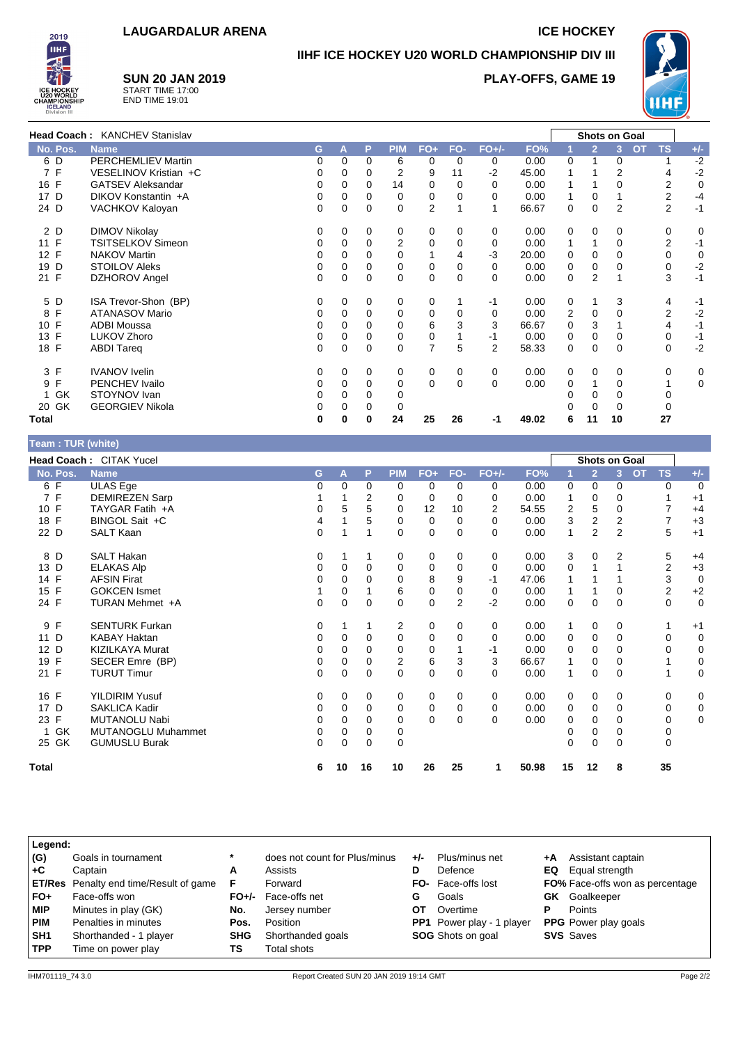# LAUGARDALUR ARENA

# ICE HOCKEY

## IIHF ICE HOCKEY U20 WORLD CHAMPIONSHIP DIV III

**SUN 20 JAN 2019**
START TIME 17:00
END TIME 19:01

**PLAY-OFFS, GAME 19**

**Head Coach :** KANCHEV Stanislav

| No. | Pos. | Name | G | A | P | PIM | FO+ | FO- | FO+/- | FO% | Shots on Goal 1 | 2 | 3 | OT | TS | +/- |
|---|---|---|---|---|---|---|---|---|---|---|---|---|---|---|---|---|
| 6 | D | PERCHEMLIEV Martin | 0 | 0 | 0 | 6 | 0 | 0 | 0 | 0.00 | 0 | 1 | 0 | | 1 | -2 |
| 7 | F | VESELINOV Kristian +C | 0 | 0 | 0 | 2 | 9 | 11 | -2 | 45.00 | 1 | 1 | 2 | | 4 | -2 |
| 16 | F | GATSEV Aleksandar | 0 | 0 | 0 | 14 | 0 | 0 | 0 | 0.00 | 1 | 1 | 0 | | 2 | 0 |
| 17 | D | DIKOV Konstantin +A | 0 | 0 | 0 | 0 | 0 | 0 | 0 | 0.00 | 1 | 0 | 1 | | 2 | -4 |
| 24 | D | VACHKOV Kaloyan | 0 | 0 | 0 | 0 | 2 | 1 | 1 | 66.67 | 0 | 0 | 2 | | 2 | -1 |
| 2 | D | DIMOV Nikolay | 0 | 0 | 0 | 0 | 0 | 0 | 0 | 0.00 | 0 | 0 | 0 | | 0 | 0 |
| 11 | F | TSITSELKOV Simeon | 0 | 0 | 0 | 2 | 0 | 0 | 0 | 0.00 | 1 | 1 | 0 | | 2 | -1 |
| 12 | F | NAKOV Martin | 0 | 0 | 0 | 0 | 1 | 4 | -3 | 20.00 | 0 | 0 | 0 | | 0 | 0 |
| 19 | D | STOILOV Aleks | 0 | 0 | 0 | 0 | 0 | 0 | 0 | 0.00 | 0 | 0 | 0 | | 0 | -2 |
| 21 | F | DZHOROV Angel | 0 | 0 | 0 | 0 | 0 | 0 | 0 | 0.00 | 0 | 2 | 1 | | 3 | -1 |
| 5 | D | ISA Trevor-Shon (BP) | 0 | 0 | 0 | 0 | 0 | 1 | -1 | 0.00 | 0 | 1 | 3 | | 4 | -1 |
| 8 | F | ATANASOV Mario | 0 | 0 | 0 | 0 | 0 | 0 | 0 | 0.00 | 2 | 0 | 0 | | 2 | -2 |
| 10 | F | ADBI Moussa | 0 | 0 | 0 | 0 | 6 | 3 | 3 | 66.67 | 0 | 3 | 1 | | 4 | -1 |
| 13 | F | LUKOV Zhoro | 0 | 0 | 0 | 0 | 0 | 1 | -1 | 0.00 | 0 | 0 | 0 | | 0 | -1 |
| 18 | F | ABDI Tareq | 0 | 0 | 0 | 0 | 7 | 5 | 2 | 58.33 | 0 | 0 | 0 | | 0 | -2 |
| 3 | F | IVANOV Ivelin | 0 | 0 | 0 | 0 | 0 | 0 | 0 | 0.00 | 0 | 0 | 0 | | 0 | 0 |
| 9 | F | PENCHEV Ivailo | 0 | 0 | 0 | 0 | 0 | 0 | 0 | 0.00 | 0 | 1 | 0 | | 1 | 0 |
| 1 | GK | STOYNOV Ivan | 0 | 0 | 0 | 0 | | | | | 0 | 0 | 0 | | 0 | |
| 20 | GK | GEORGIEV Nikola | 0 | 0 | 0 | 0 | | | | | 0 | 0 | 0 | | 0 | |
| **Total** | | | **0** | **0** | **0** | **24** | **25** | **26** | **-1** | **49.02** | **6** | **11** | **10** | | **27** | |

**Team : TUR (white)**

**Head Coach :** CITAK Yucel

| No. | Pos. | Name | G | A | P | PIM | FO+ | FO- | FO+/- | FO% | Shots on Goal 1 | 2 | 3 | OT | TS | +/- |
|---|---|---|---|---|---|---|---|---|---|---|---|---|---|---|---|---|
| 6 | F | ULAS Ege | 0 | 0 | 0 | 0 | 0 | 0 | 0 | 0.00 | 0 | 0 | 0 | | 0 | 0 |
| 7 | F | DEMIREZEN Sarp | 1 | 1 | 2 | 0 | 0 | 0 | 0 | 0.00 | 1 | 0 | 0 | | 1 | +1 |
| 10 | F | TAYGAR Fatih +A | 0 | 5 | 5 | 0 | 12 | 10 | 2 | 54.55 | 2 | 5 | 0 | | 7 | +4 |
| 18 | F | BINGOL Sait +C | 4 | 1 | 5 | 0 | 0 | 0 | 0 | 0.00 | 3 | 2 | 2 | | 7 | +3 |
| 22 | D | SALT Kaan | 0 | 1 | 1 | 0 | 0 | 0 | 0 | 0.00 | 1 | 2 | 2 | | 5 | +1 |
| 8 | D | SALT Hakan | 0 | 1 | 1 | 0 | 0 | 0 | 0 | 0.00 | 3 | 0 | 2 | | 5 | +4 |
| 13 | D | ELAKAS Alp | 0 | 0 | 0 | 0 | 0 | 0 | 0 | 0.00 | 0 | 1 | 1 | | 2 | +3 |
| 14 | F | AFSIN Firat | 0 | 0 | 0 | 0 | 8 | 9 | -1 | 47.06 | 1 | 1 | 1 | | 3 | 0 |
| 15 | F | GOKCEN Ismet | 1 | 0 | 1 | 6 | 0 | 0 | 0 | 0.00 | 1 | 1 | 0 | | 2 | +2 |
| 24 | F | TURAN Mehmet +A | 0 | 0 | 0 | 0 | 0 | 2 | -2 | 0.00 | 0 | 0 | 0 | | 0 | 0 |
| 9 | F | SENTURK Furkan | 0 | 1 | 1 | 2 | 0 | 0 | 0 | 0.00 | 1 | 0 | 0 | | 1 | +1 |
| 11 | D | KABAY Haktan | 0 | 0 | 0 | 0 | 0 | 0 | 0 | 0.00 | 0 | 0 | 0 | | 0 | 0 |
| 12 | D | KIZILKAYA Murat | 0 | 0 | 0 | 0 | 0 | 1 | -1 | 0.00 | 0 | 0 | 0 | | 0 | 0 |
| 19 | F | SECER Emre (BP) | 0 | 0 | 0 | 2 | 6 | 3 | 3 | 66.67 | 1 | 0 | 0 | | 1 | 0 |
| 21 | F | TURUT Timur | 0 | 0 | 0 | 0 | 0 | 0 | 0 | 0.00 | 1 | 0 | 0 | | 1 | 0 |
| 16 | F | YILDIRIM Yusuf | 0 | 0 | 0 | 0 | 0 | 0 | 0 | 0.00 | 0 | 0 | 0 | | 0 | 0 |
| 17 | D | SAKLICA Kadir | 0 | 0 | 0 | 0 | 0 | 0 | 0 | 0.00 | 0 | 0 | 0 | | 0 | 0 |
| 23 | F | MUTANOLU Nabi | 0 | 0 | 0 | 0 | 0 | 0 | 0 | 0.00 | 0 | 0 | 0 | | 0 | 0 |
| 1 | GK | MUTANOGLU Muhammet | 0 | 0 | 0 | 0 | | | | | 0 | 0 | 0 | | 0 | |
| 25 | GK | GUMUSLU Burak | 0 | 0 | 0 | 0 | | | | | 0 | 0 | 0 | | 0 | |
| **Total** | | | **6** | **10** | **16** | **10** | **26** | **25** | **1** | **50.98** | **15** | **12** | **8** | | **35** | |

**Legend:**

| | | | | | | | |
|---|---|---|---|---|---|---|---|
| (G) | Goals in tournament | * | does not count for Plus/minus | +/- | Plus/minus net | +A | Assistant captain |
| +C | Captain | A | Assists | D | Defence | EQ | Equal strength |
| ET/Res | Penalty end time/Result of game | F | Forward | FO- | Face-offs lost | FO% | Face-offs won as percentage |
| FO+ | Face-offs won | FO+/- | Face-offs net | G | Goals | GK | Goalkeeper |
| MIP | Minutes in play (GK) | No. | Jersey number | OT | Overtime | P | Points |
| PIM | Penalties in minutes | Pos. | Position | PP1 | Power play - 1 player | PPG | Power play goals |
| SH1 | Shorthanded - 1 player | SHG | Shorthanded goals | SOG | Shots on goal | SVS | Saves |
| TPP | Time on power play | TS | Total shots | | | | |

IHM701119_74 3.0 Report Created SUN 20 JAN 2019 19:14 GMT